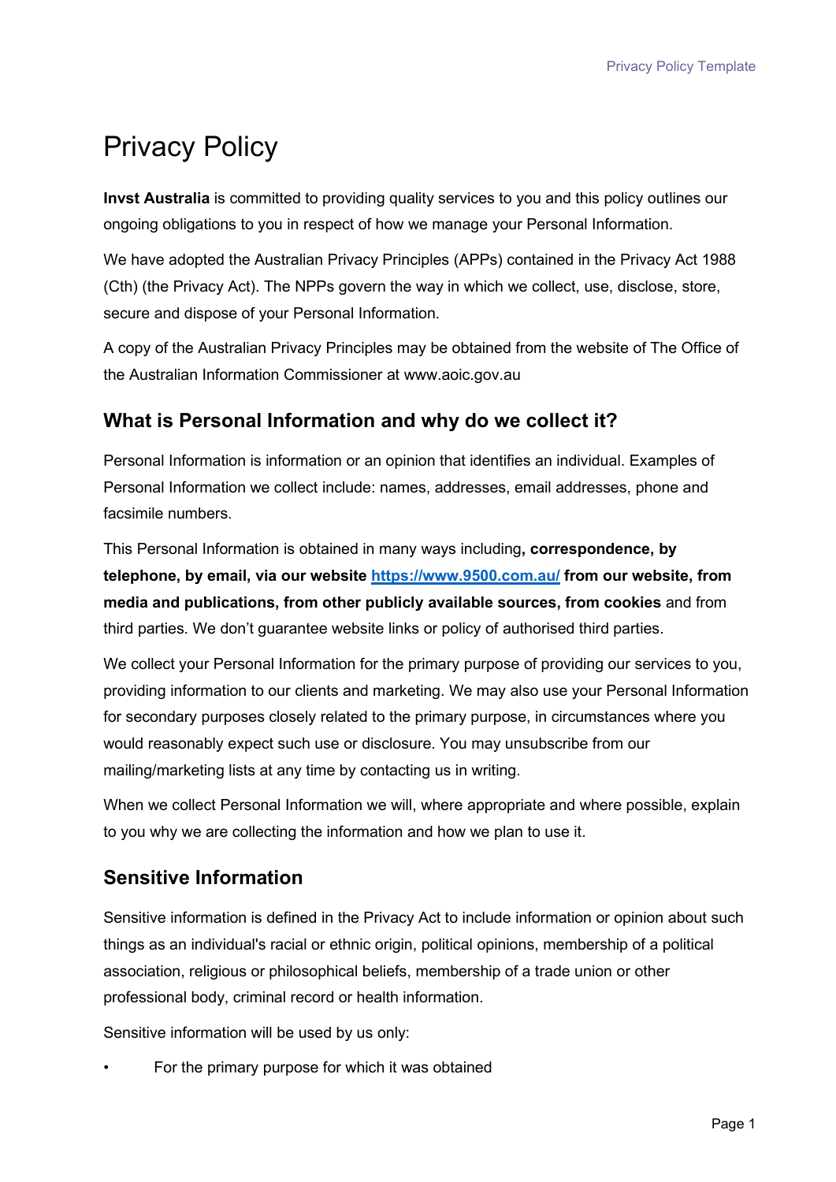# Privacy Policy

**Invst Australia** is committed to providing quality services to you and this policy outlines our ongoing obligations to you in respect of how we manage your Personal Information.

We have adopted the Australian Privacy Principles (APPs) contained in the Privacy Act 1988 (Cth) (the Privacy Act). The NPPs govern the way in which we collect, use, disclose, store, secure and dispose of your Personal Information.

A copy of the Australian Privacy Principles may be obtained from the website of The Office of the Australian Information Commissioner at www.aoic.gov.au

## What is Personal Information and why do we collect it?

Personal Information is information or an opinion that identifies an individual. Examples of Personal Information we collect include: names, addresses, email addresses, phone and facsimile numbers.

This Personal Information is obtained in many ways including**, correspondence, by telephone, by email, via our website [https://www.9500.com.au/](https://www.9500.com.au/) from our website, from media and publications, from other publicly available sources, from cookies** and from third parties. We don't guarantee website links or policy of authorised third parties.

We collect your Personal Information for the primary purpose of providing our services to you, providing information to our clients and marketing. We may also use your Personal Information for secondary purposes closely related to the primary purpose, in circumstances where you would reasonably expect such use or disclosure. You may unsubscribe from our mailing/marketing lists at any time by contacting us in writing.

When we collect Personal Information we will, where appropriate and where possible, explain to you why we are collecting the information and how we plan to use it.

## Sensitive Information

Sensitive information is defined in the Privacy Act to include information or opinion about such things as an individual's racial or ethnic origin, political opinions, membership of a political association, religious or philosophical beliefs, membership of a trade union or other professional body, criminal record or health information.

Sensitive information will be used by us only:

- For the primary purpose for which it was obtained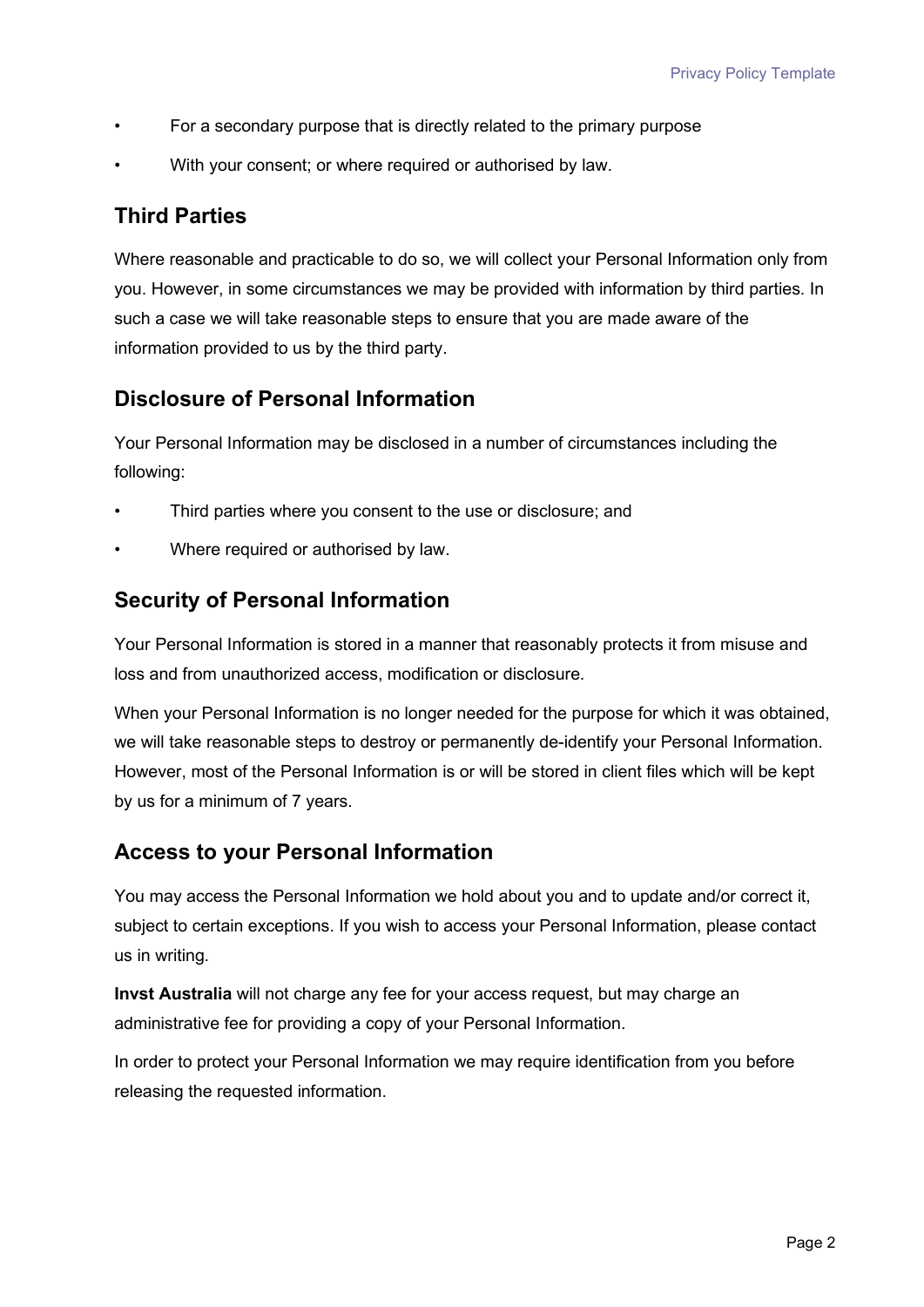- For a secondary purpose that is directly related to the primary purpose
- With your consent; or where required or authorised by law.

## Third Parties

Where reasonable and practicable to do so, we will collect your Personal Information only from you. However, in some circumstances we may be provided with information by third parties. In such a case we will take reasonable steps to ensure that you are made aware of the information provided to us by the third party.

## Disclosure of Personal Information

Your Personal Information may be disclosed in a number of circumstances including the following:

- Third parties where you consent to the use or disclosure; and
- Where required or authorised by law.

## Security of Personal Information

Your Personal Information is stored in a manner that reasonably protects it from misuse and loss and from unauthorized access, modification or disclosure.

When your Personal Information is no longer needed for the purpose for which it was obtained, we will take reasonable steps to destroy or permanently de-identify your Personal Information. However, most of the Personal Information is or will be stored in client files which will be kept by us for a minimum of 7 years.

## Access to your Personal Information

You may access the Personal Information we hold about you and to update and/or correct it, subject to certain exceptions. If you wish to access your Personal Information, please contact us in writing.

**Invst Australia** will not charge any fee for your access request, but may charge an administrative fee for providing a copy of your Personal Information.

In order to protect your Personal Information we may require identification from you before releasing the requested information.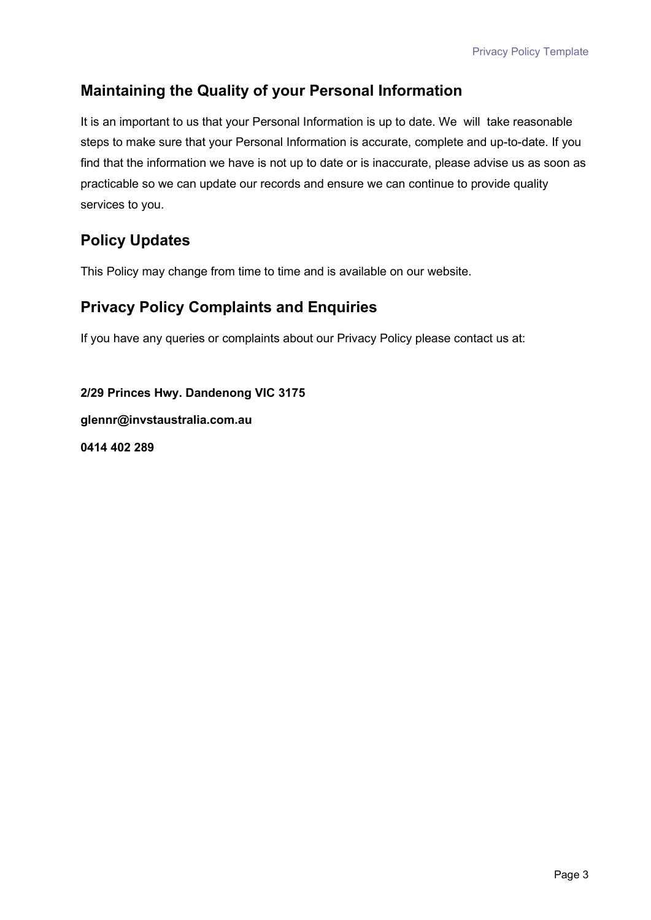## Maintaining the Quality of your Personal Information

It is an important to us that your Personal Information is up to date. We will take reasonable steps to make sure that your Personal Information is accurate, complete and up-to-date. If you find that the information we have is not up to date or is inaccurate, please advise us as soon as practicable so we can update our records and ensure we can continue to provide quality services to you.

## Policy Updates

This Policy may change from time to time and is available on our website.

## Privacy Policy Complaints and Enquiries

If you have any queries or complaints about our Privacy Policy please contact us at:

**2/29 Princes Hwy. Dandenong VIC 3175**

**glennr@invstaustralia.com.au**

**0414 402 289**